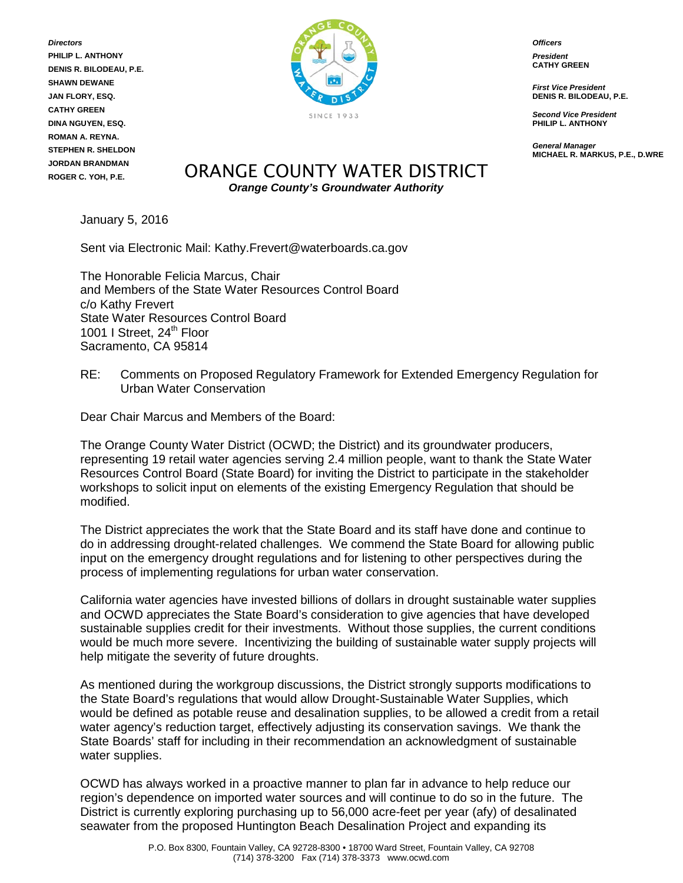*Directors*
**PHILIP L. ANTHONY**
**DENIS R. BILODEAU, P.E.**
**SHAWN DEWANE**
**JAN FLORY, ESQ.**
**CATHY GREEN**
**DINA NGUYEN, ESQ.**
**ROMAN A. REYNA.**
**STEPHEN R. SHELDON**
**JORDAN BRANDMAN**
**ROGER C. YOH, P.E.**

SINCE 1933

*Officers*

***President***
**CATHY GREEN**

***First Vice President***
**DENIS R. BILODEAU, P.E.**

***Second Vice President***
**PHILIP L. ANTHONY**

***General Manager***
**MICHAEL R. MARKUS, P.E., D.WRE**

# ORANGE COUNTY WATER DISTRICT

***Orange County's Groundwater Authority***

January 5, 2016

Sent via Electronic Mail: Kathy.Frevert@waterboards.ca.gov

The Honorable Felicia Marcus, Chair
and Members of the State Water Resources Control Board
c/o Kathy Frevert
State Water Resources Control Board
1001 I Street, 24th Floor
Sacramento, CA 95814

RE: Comments on Proposed Regulatory Framework for Extended Emergency Regulation for Urban Water Conservation

Dear Chair Marcus and Members of the Board:

The Orange County Water District (OCWD; the District) and its groundwater producers, representing 19 retail water agencies serving 2.4 million people, want to thank the State Water Resources Control Board (State Board) for inviting the District to participate in the stakeholder workshops to solicit input on elements of the existing Emergency Regulation that should be modified.

The District appreciates the work that the State Board and its staff have done and continue to do in addressing drought-related challenges. We commend the State Board for allowing public input on the emergency drought regulations and for listening to other perspectives during the process of implementing regulations for urban water conservation.

California water agencies have invested billions of dollars in drought sustainable water supplies and OCWD appreciates the State Board's consideration to give agencies that have developed sustainable supplies credit for their investments. Without those supplies, the current conditions would be much more severe. Incentivizing the building of sustainable water supply projects will help mitigate the severity of future droughts.

As mentioned during the workgroup discussions, the District strongly supports modifications to the State Board's regulations that would allow Drought-Sustainable Water Supplies, which would be defined as potable reuse and desalination supplies, to be allowed a credit from a retail water agency's reduction target, effectively adjusting its conservation savings. We thank the State Boards' staff for including in their recommendation an acknowledgment of sustainable water supplies.

OCWD has always worked in a proactive manner to plan far in advance to help reduce our region's dependence on imported water sources and will continue to do so in the future. The District is currently exploring purchasing up to 56,000 acre-feet per year (afy) of desalinated seawater from the proposed Huntington Beach Desalination Project and expanding its

P.O. Box 8300, Fountain Valley, CA 92728-8300 • 18700 Ward Street, Fountain Valley, CA 92708
(714) 378-3200 Fax (714) 378-3373 www.ocwd.com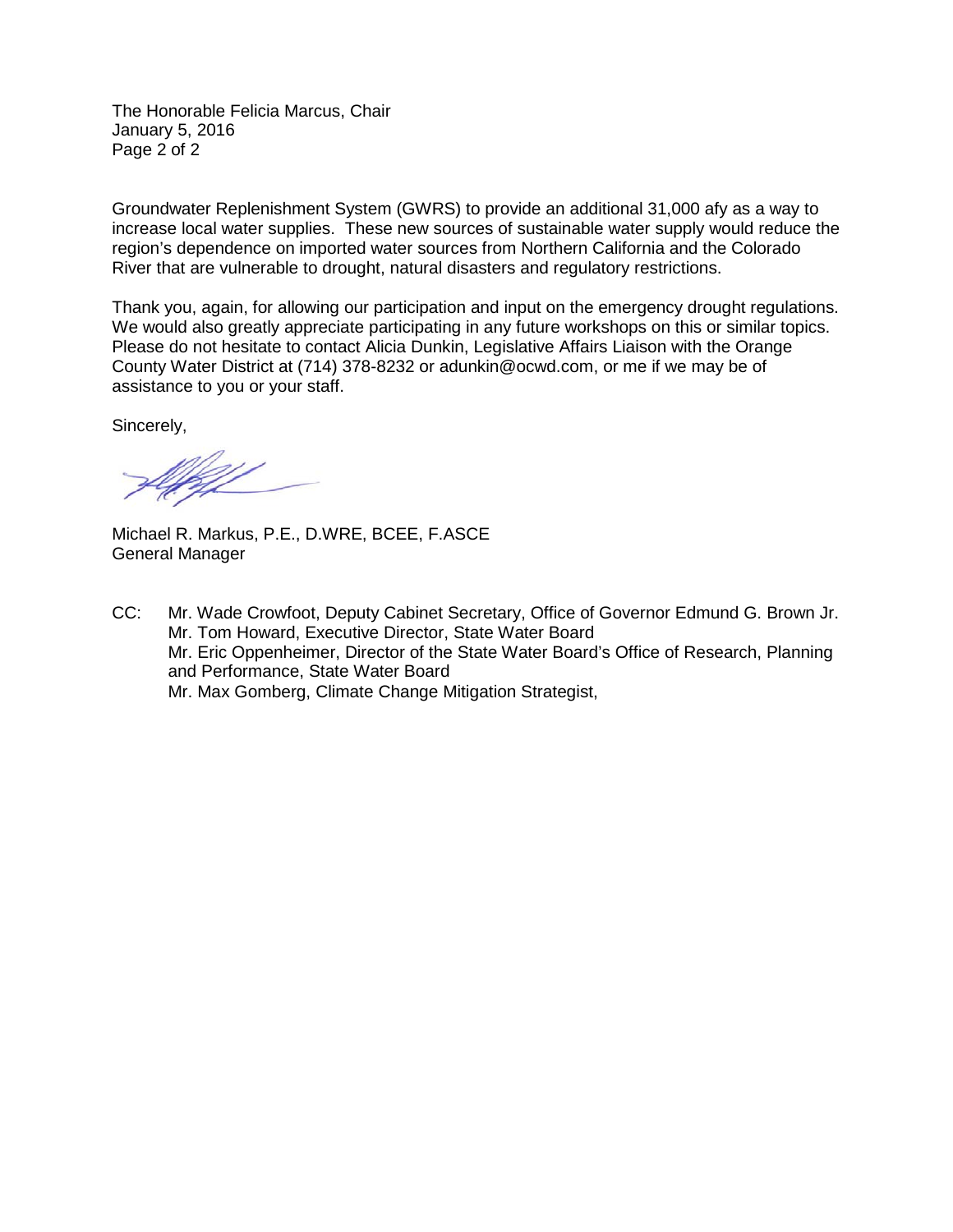Groundwater Replenishment System (GWRS) to provide an additional 31,000 afy as a way to increase local water supplies. These new sources of sustainable water supply would reduce the region's dependence on imported water sources from Northern California and the Colorado River that are vulnerable to drought, natural disasters and regulatory restrictions.

Thank you, again, for allowing our participation and input on the emergency drought regulations. We would also greatly appreciate participating in any future workshops on this or similar topics. Please do not hesitate to contact Alicia Dunkin, Legislative Affairs Liaison with the Orange County Water District at (714) 378-8232 or adunkin@ocwd.com, or me if we may be of assistance to you or your staff.

Sincerely,

Michael R. Markus, P.E., D.WRE, BCEE, F.ASCE
General Manager

CC: Mr. Wade Crowfoot, Deputy Cabinet Secretary, Office of Governor Edmund G. Brown Jr.
Mr. Tom Howard, Executive Director, State Water Board
Mr. Eric Oppenheimer, Director of the State Water Board's Office of Research, Planning and Performance, State Water Board
Mr. Max Gomberg, Climate Change Mitigation Strategist,